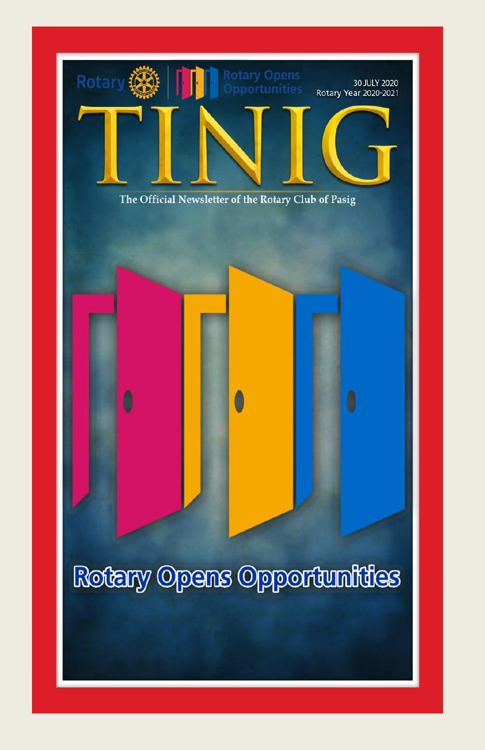Rotary | Rotary Opens Opportunities

30 JULY 2020
Rotary Year 2020-2021

# TINIG

The Official Newsletter of the Rotary Club of Pasig

## Rotary Opens Opportunities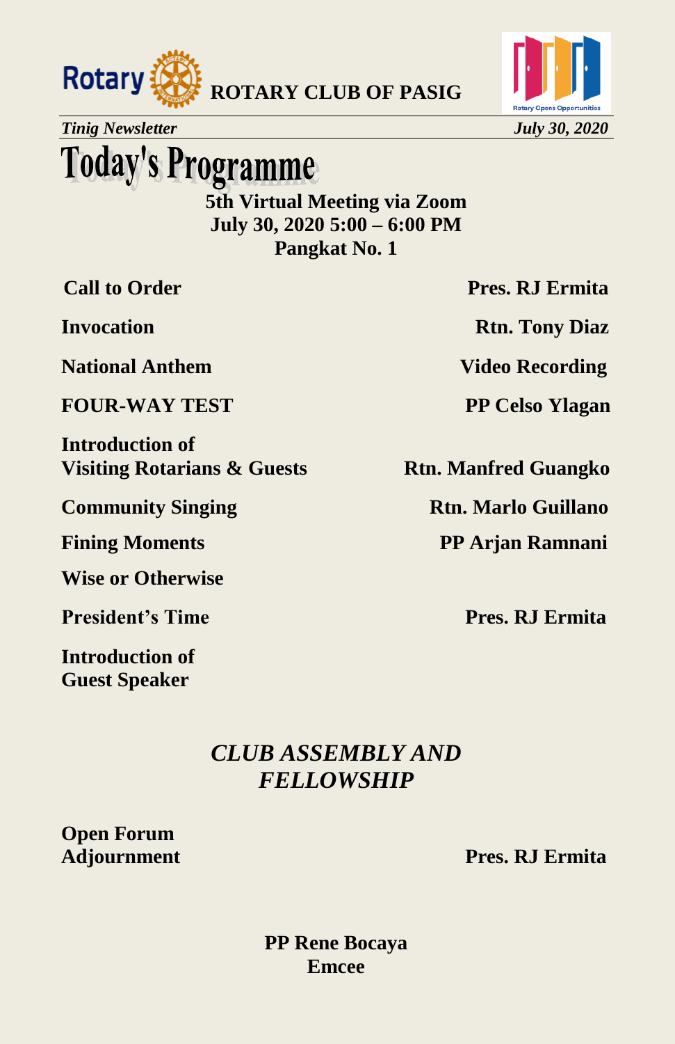**ROTARY CLUB OF PASIG**

*Tinig Newsletter* *July 30, 2020*

# Today's Programme

**5th Virtual Meeting via Zoom**
**July 30, 2020 5:00 – 6:00 PM**
**Pangkat No. 1**

| | |
|---|---|
| **Call to Order** | **Pres. RJ Ermita** |
| **Invocation** | **Rtn. Tony Diaz** |
| **National Anthem** | **Video Recording** |
| **FOUR-WAY TEST** | **PP Celso Ylagan** |
| **Introduction of Visiting Rotarians & Guests** | **Rtn. Manfred Guangko** |
| **Community Singing** | **Rtn. Marlo Guillano** |
| **Fining Moments** | **PP Arjan Ramnani** |
| **Wise or Otherwise** | |
| **President's Time** | **Pres. RJ Ermita** |
| **Introduction of Guest Speaker** | |

***CLUB ASSEMBLY AND FELLOWSHIP***

| | |
|---|---|
| **Open Forum** | |
| **Adjournment** | **Pres. RJ Ermita** |

**PP Rene Bocaya**
**Emcee**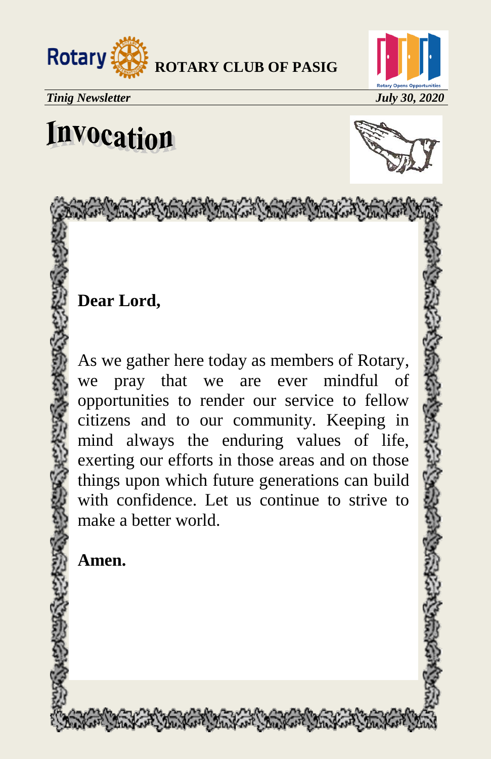# Invocation

**Dear Lord,**

As we gather here today as members of Rotary, we pray that we are ever mindful of opportunities to render our service to fellow citizens and to our community. Keeping in mind always the enduring values of life, exerting our efforts in those areas and on those things upon which future generations can build with confidence. Let us continue to strive to make a better world.

**Amen.**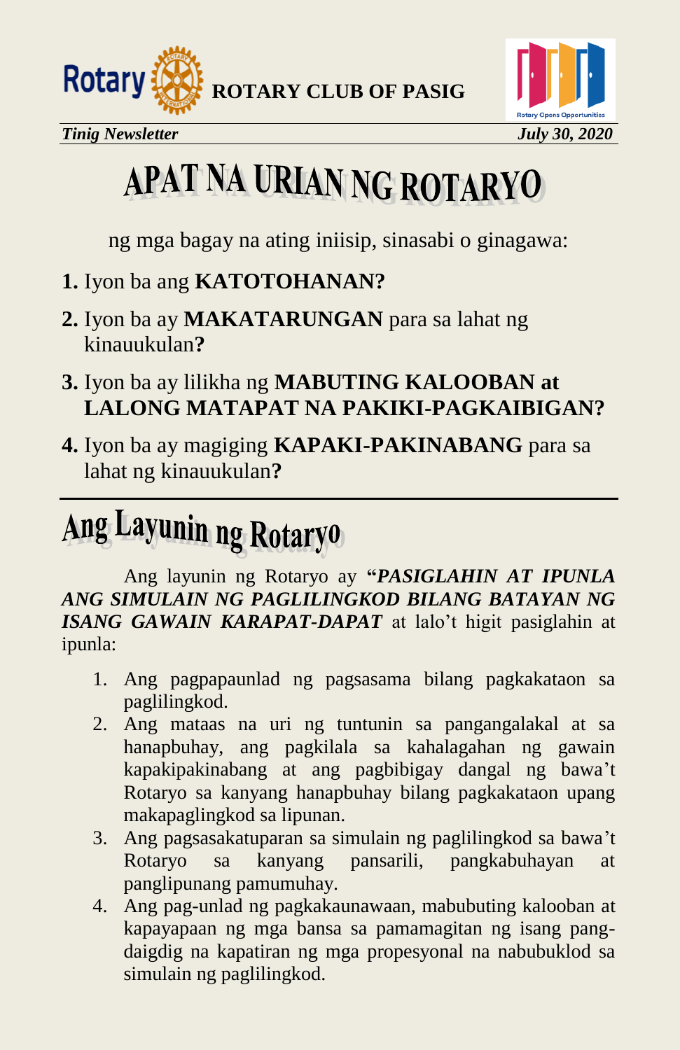**ROTARY CLUB OF PASIG**

*Tinig Newsletter* *July 30, 2020*

# APAT NA URIAN NG ROTARYO

ng mga bagay na ating iniisip, sinasabi o ginagawa:

**1.** Iyon ba ang **KATOTOHANAN?**

**2.** Iyon ba ay **MAKATARUNGAN** para sa lahat ng kinauukulan**?**

**3.** Iyon ba ay lilikha ng **MABUTING KALOOBAN at LALONG MATAPAT NA PAKIKI-PAGKAIBIGAN?**

**4.** Iyon ba ay magiging **KAPAKI-PAKINABANG** para sa lahat ng kinauukulan**?**

---

# Ang Layunin ng Rotaryo

Ang layunin ng Rotaryo ay **"*PASIGLAHIN AT IPUNLA ANG SIMULAIN NG PAGLILINGKOD BILANG BATAYAN NG ISANG GAWAIN KARAPAT-DAPAT*** at lalo't higit pasiglahin at ipunla:

1. Ang pagpapaunlad ng pagsasama bilang pagkakataon sa paglilingkod.
2. Ang mataas na uri ng tuntunin sa pangangalakal at sa hanapbuhay, ang pagkilala sa kahalagahan ng gawain kapakipakinabang at ang pagbibigay dangal ng bawa't Rotaryo sa kanyang hanapbuhay bilang pagkakataon upang makapaglingkod sa lipunan.
3. Ang pagsasakatuparan sa simulain ng paglilingkod sa bawa't Rotaryo sa kanyang pansarili, pangkabuhayan at panglipunang pamumuhay.
4. Ang pag-unlad ng pagkakaunawaan, mabubuting kalooban at kapayapaan ng mga bansa sa pamamagitan ng isang pang-daigdig na kapatiran ng mga propesyonal na nabubuklod sa simulain ng paglilingkod.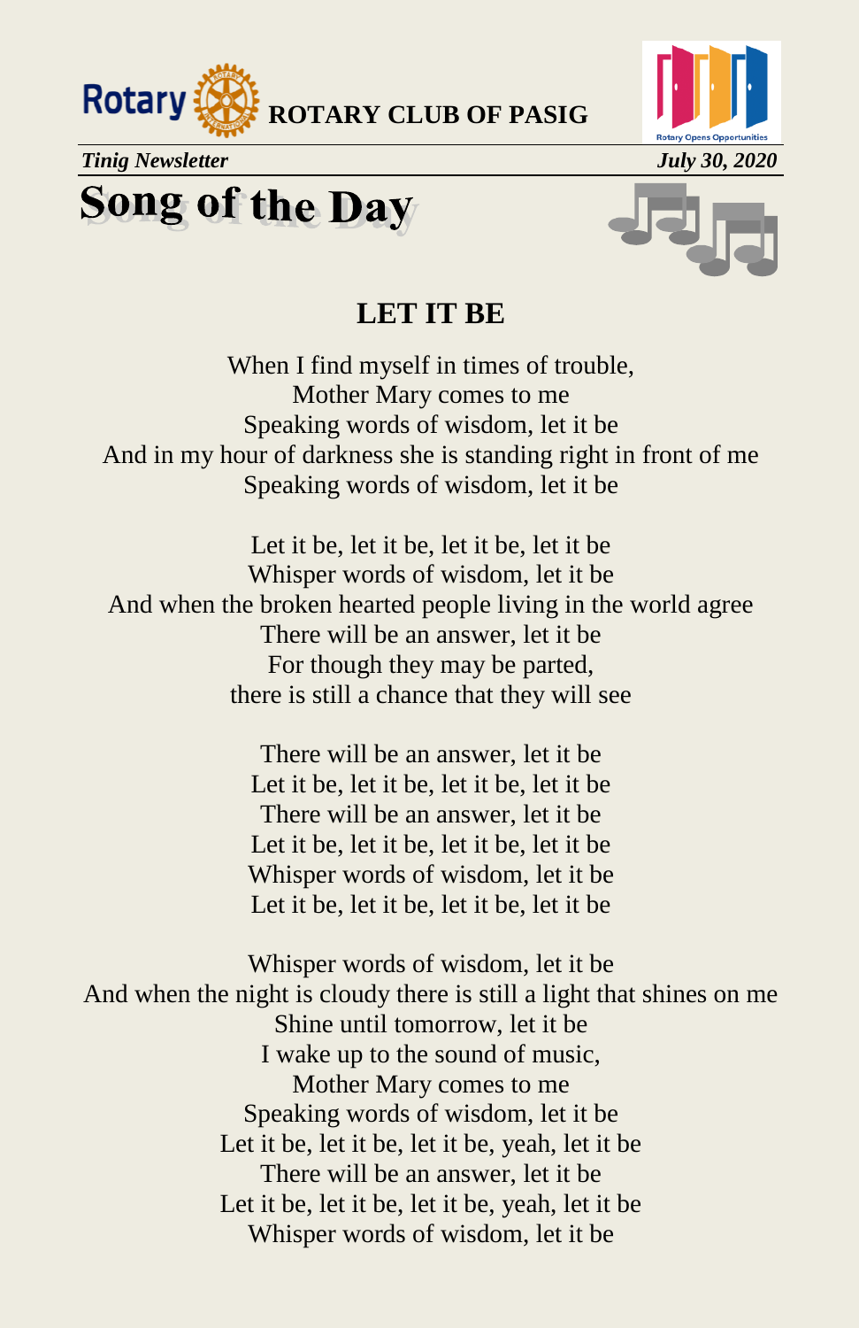# Song of the Day

## LET IT BE

When I find myself in times of trouble,
Mother Mary comes to me
Speaking words of wisdom, let it be
And in my hour of darkness she is standing right in front of me
Speaking words of wisdom, let it be

Let it be, let it be, let it be, let it be
Whisper words of wisdom, let it be
And when the broken hearted people living in the world agree
There will be an answer, let it be
For though they may be parted,
there is still a chance that they will see

There will be an answer, let it be
Let it be, let it be, let it be, let it be
There will be an answer, let it be
Let it be, let it be, let it be, let it be
Whisper words of wisdom, let it be
Let it be, let it be, let it be, let it be

Whisper words of wisdom, let it be
And when the night is cloudy there is still a light that shines on me
Shine until tomorrow, let it be
I wake up to the sound of music,
Mother Mary comes to me
Speaking words of wisdom, let it be
Let it be, let it be, let it be, yeah, let it be
There will be an answer, let it be
Let it be, let it be, let it be, yeah, let it be
Whisper words of wisdom, let it be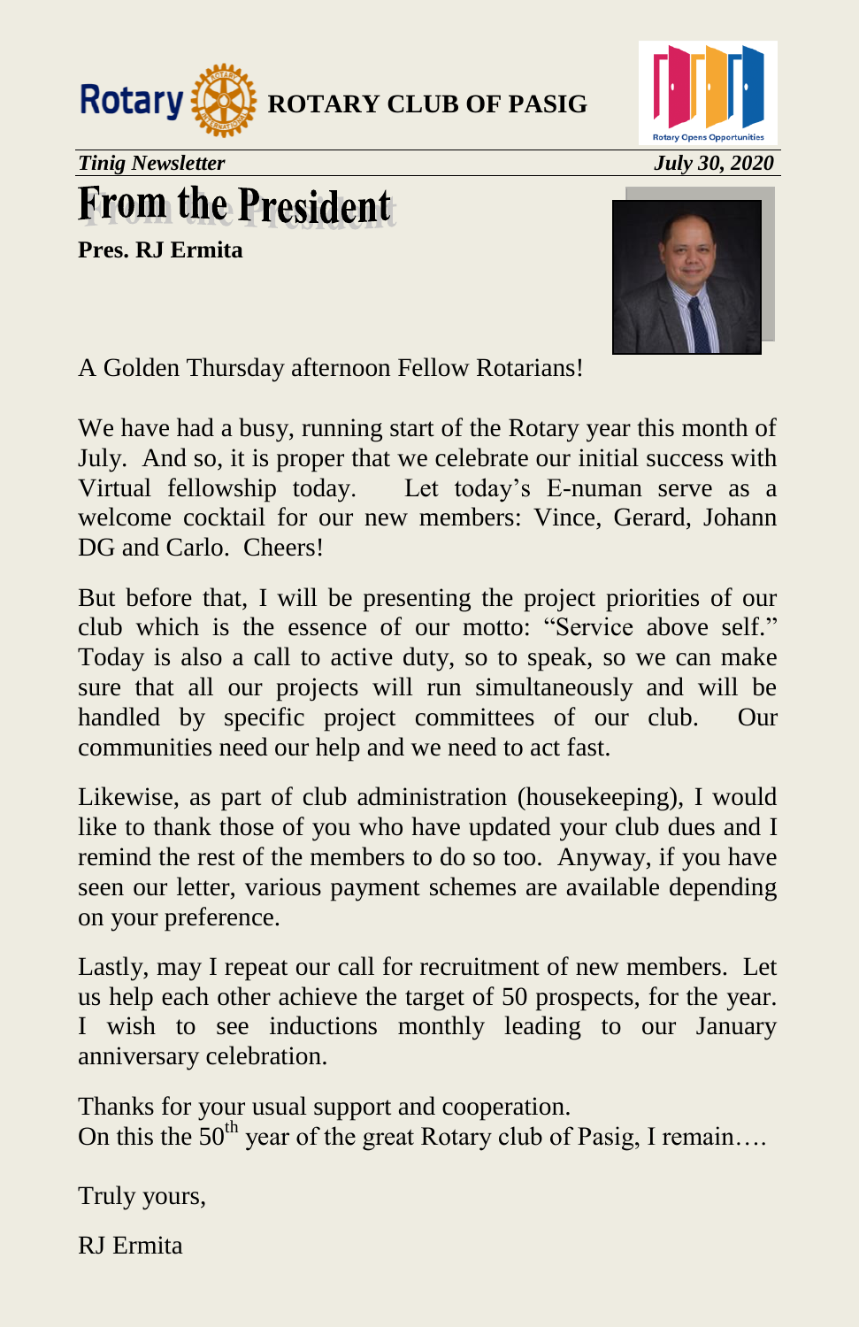**ROTARY CLUB OF PASIG**

*Tinig Newsletter* *July 30, 2020*

# From the President

**Pres. RJ Ermita**

A Golden Thursday afternoon Fellow Rotarians!

We have had a busy, running start of the Rotary year this month of July. And so, it is proper that we celebrate our initial success with Virtual fellowship today. Let today's E-numan serve as a welcome cocktail for our new members: Vince, Gerard, Johann DG and Carlo. Cheers!

But before that, I will be presenting the project priorities of our club which is the essence of our motto: "Service above self." Today is also a call to active duty, so to speak, so we can make sure that all our projects will run simultaneously and will be handled by specific project committees of our club. Our communities need our help and we need to act fast.

Likewise, as part of club administration (housekeeping), I would like to thank those of you who have updated your club dues and I remind the rest of the members to do so too. Anyway, if you have seen our letter, various payment schemes are available depending on your preference.

Lastly, may I repeat our call for recruitment of new members. Let us help each other achieve the target of 50 prospects, for the year. I wish to see inductions monthly leading to our January anniversary celebration.

Thanks for your usual support and cooperation.
On this the 50th year of the great Rotary club of Pasig, I remain….

Truly yours,

RJ Ermita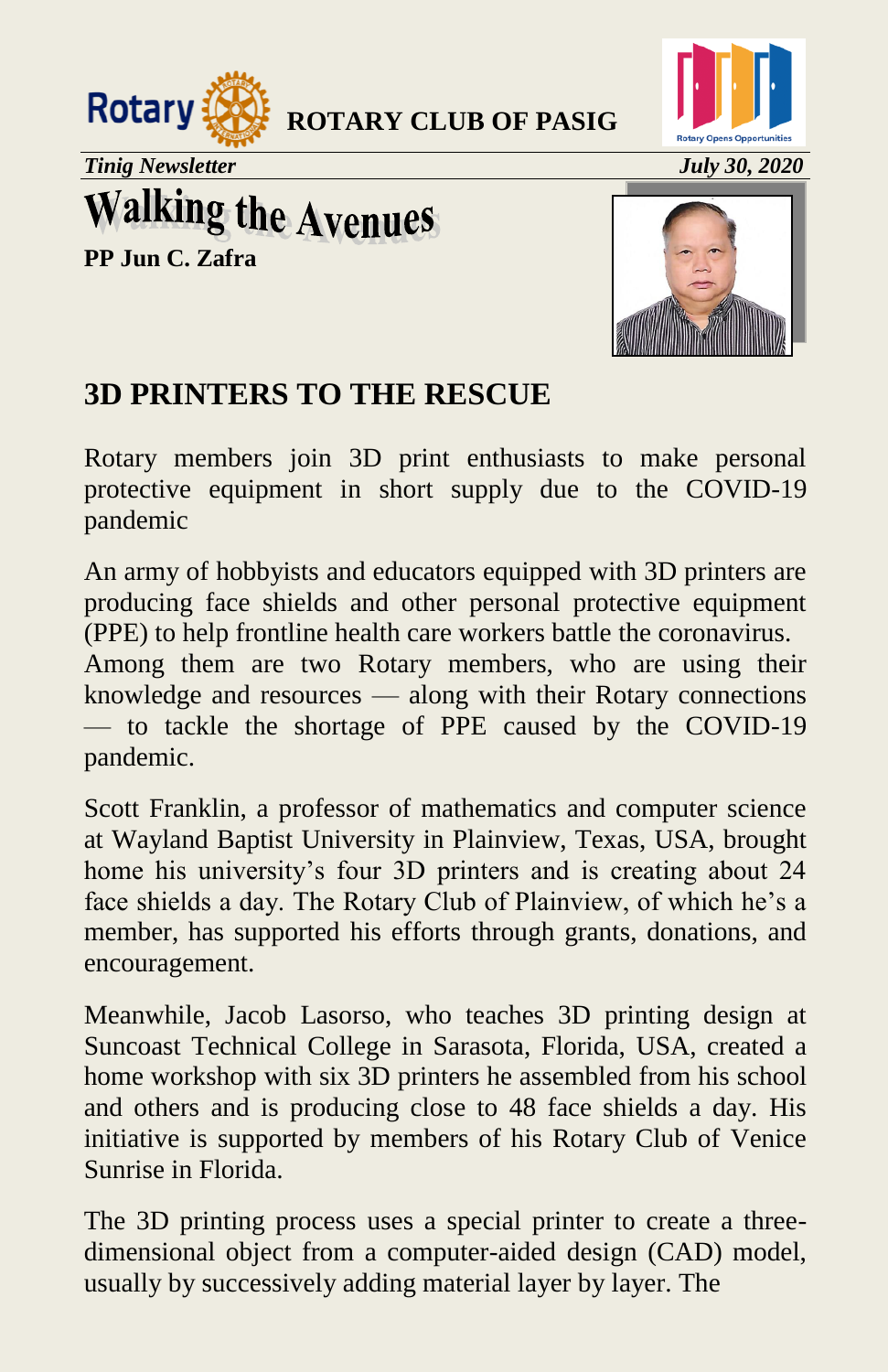ROTARY CLUB OF PASIG

*Tining Newsletter* *July 30, 2020*

# Walking the Avenues

**PP Jun C. Zafra**

## 3D PRINTERS TO THE RESCUE

Rotary members join 3D print enthusiasts to make personal protective equipment in short supply due to the COVID-19 pandemic

An army of hobbyists and educators equipped with 3D printers are producing face shields and other personal protective equipment (PPE) to help frontline health care workers battle the coronavirus. Among them are two Rotary members, who are using their knowledge and resources — along with their Rotary connections — to tackle the shortage of PPE caused by the COVID-19 pandemic.

Scott Franklin, a professor of mathematics and computer science at Wayland Baptist University in Plainview, Texas, USA, brought home his university's four 3D printers and is creating about 24 face shields a day. The Rotary Club of Plainview, of which he's a member, has supported his efforts through grants, donations, and encouragement.

Meanwhile, Jacob Lasorso, who teaches 3D printing design at Suncoast Technical College in Sarasota, Florida, USA, created a home workshop with six 3D printers he assembled from his school and others and is producing close to 48 face shields a day. His initiative is supported by members of his Rotary Club of Venice Sunrise in Florida.

The 3D printing process uses a special printer to create a three-dimensional object from a computer-aided design (CAD) model, usually by successively adding material layer by layer. The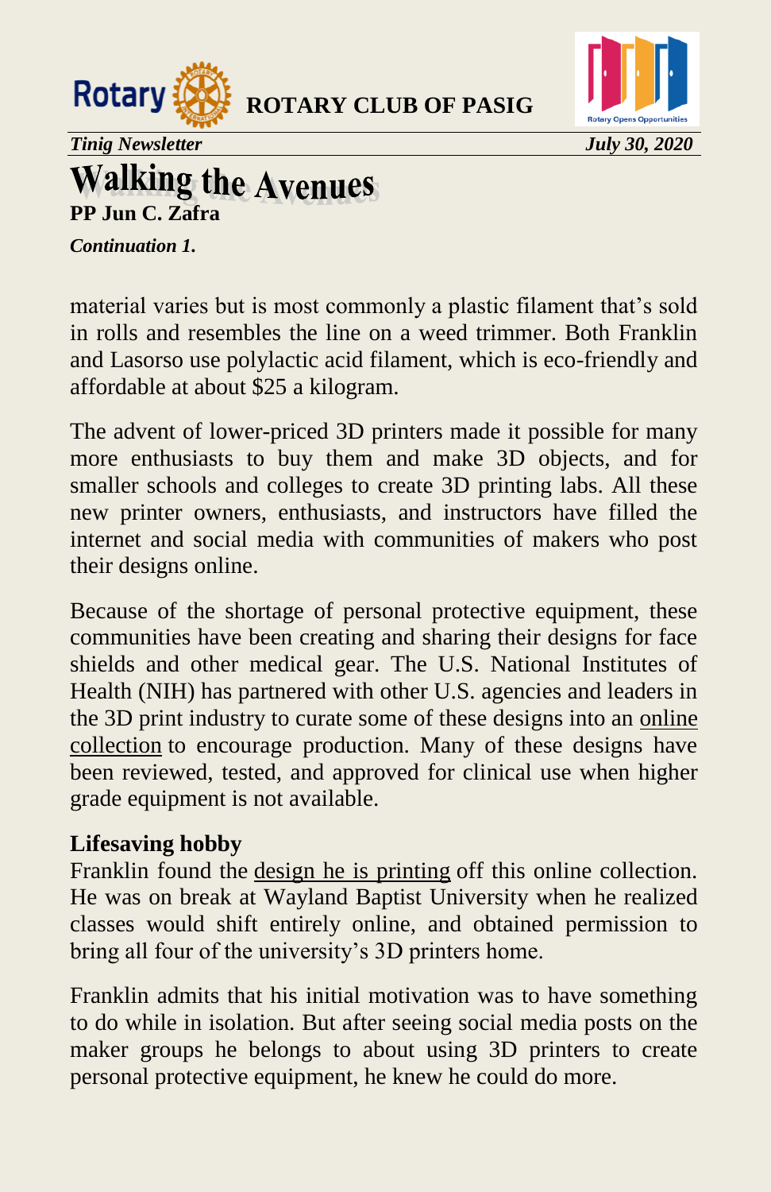# Walking the Avenues

**PP Jun C. Zafra**

***Continuation 1.***

material varies but is most commonly a plastic filament that's sold in rolls and resembles the line on a weed trimmer. Both Franklin and Lasorso use polylactic acid filament, which is eco-friendly and affordable at about $25 a kilogram.

The advent of lower-priced 3D printers made it possible for many more enthusiasts to buy them and make 3D objects, and for smaller schools and colleges to create 3D printing labs. All these new printer owners, enthusiasts, and instructors have filled the internet and social media with communities of makers who post their designs online.

Because of the shortage of personal protective equipment, these communities have been creating and sharing their designs for face shields and other medical gear. The U.S. National Institutes of Health (NIH) has partnered with other U.S. agencies and leaders in the 3D print industry to curate some of these designs into an online collection to encourage production. Many of these designs have been reviewed, tested, and approved for clinical use when higher grade equipment is not available.

**Lifesaving hobby**

Franklin found the design he is printing off this online collection. He was on break at Wayland Baptist University when he realized classes would shift entirely online, and obtained permission to bring all four of the university's 3D printers home.

Franklin admits that his initial motivation was to have something to do while in isolation. But after seeing social media posts on the maker groups he belongs to about using 3D printers to create personal protective equipment, he knew he could do more.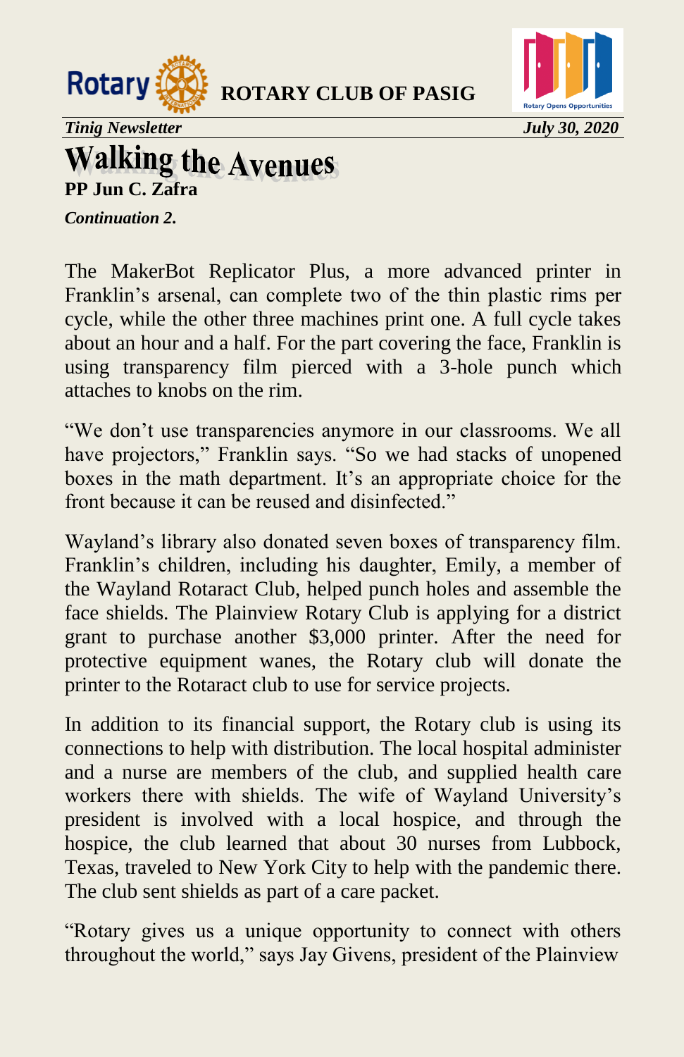# Walking the Avenues

**PP Jun C. Zafra**

***Continuation 2.***

The MakerBot Replicator Plus, a more advanced printer in Franklin's arsenal, can complete two of the thin plastic rims per cycle, while the other three machines print one. A full cycle takes about an hour and a half. For the part covering the face, Franklin is using transparency film pierced with a 3-hole punch which attaches to knobs on the rim.

"We don't use transparencies anymore in our classrooms. We all have projectors," Franklin says. "So we had stacks of unopened boxes in the math department. It's an appropriate choice for the front because it can be reused and disinfected."

Wayland's library also donated seven boxes of transparency film. Franklin's children, including his daughter, Emily, a member of the Wayland Rotaract Club, helped punch holes and assemble the face shields. The Plainview Rotary Club is applying for a district grant to purchase another $3,000 printer. After the need for protective equipment wanes, the Rotary club will donate the printer to the Rotaract club to use for service projects.

In addition to its financial support, the Rotary club is using its connections to help with distribution. The local hospital administer and a nurse are members of the club, and supplied health care workers there with shields. The wife of Wayland University's president is involved with a local hospice, and through the hospice, the club learned that about 30 nurses from Lubbock, Texas, traveled to New York City to help with the pandemic there. The club sent shields as part of a care packet.

"Rotary gives us a unique opportunity to connect with others throughout the world," says Jay Givens, president of the Plainview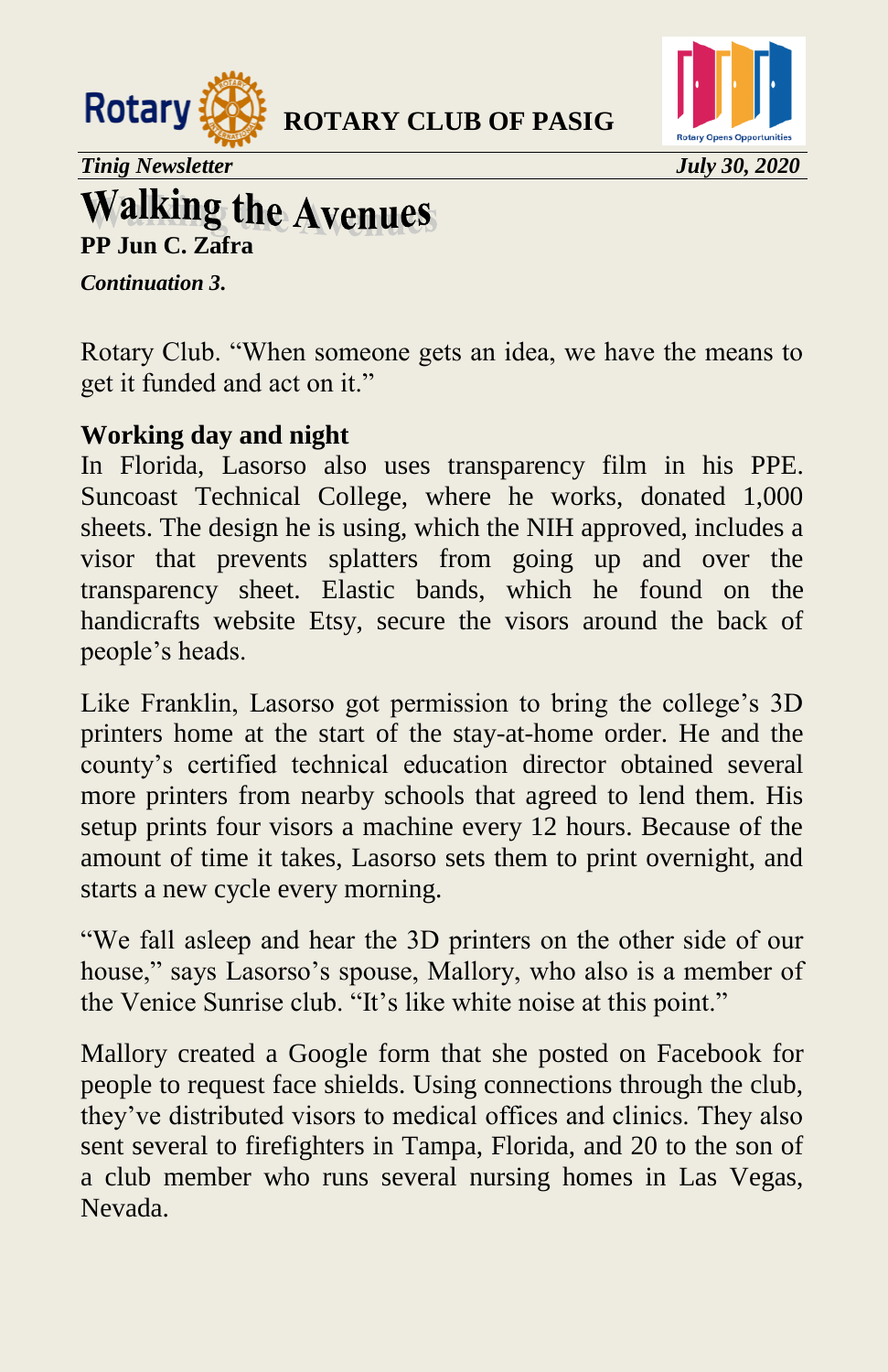# Walking the Avenues

**PP Jun C. Zafra**

***Continuation 3.***

Rotary Club. "When someone gets an idea, we have the means to get it funded and act on it."

**Working day and night**

In Florida, Lasorso also uses transparency film in his PPE. Suncoast Technical College, where he works, donated 1,000 sheets. The design he is using, which the NIH approved, includes a visor that prevents splatters from going up and over the transparency sheet. Elastic bands, which he found on the handicrafts website Etsy, secure the visors around the back of people's heads.

Like Franklin, Lasorso got permission to bring the college's 3D printers home at the start of the stay-at-home order. He and the county's certified technical education director obtained several more printers from nearby schools that agreed to lend them. His setup prints four visors a machine every 12 hours. Because of the amount of time it takes, Lasorso sets them to print overnight, and starts a new cycle every morning.

"We fall asleep and hear the 3D printers on the other side of our house," says Lasorso's spouse, Mallory, who also is a member of the Venice Sunrise club. "It's like white noise at this point."

Mallory created a Google form that she posted on Facebook for people to request face shields. Using connections through the club, they've distributed visors to medical offices and clinics. They also sent several to firefighters in Tampa, Florida, and 20 to the son of a club member who runs several nursing homes in Las Vegas, Nevada.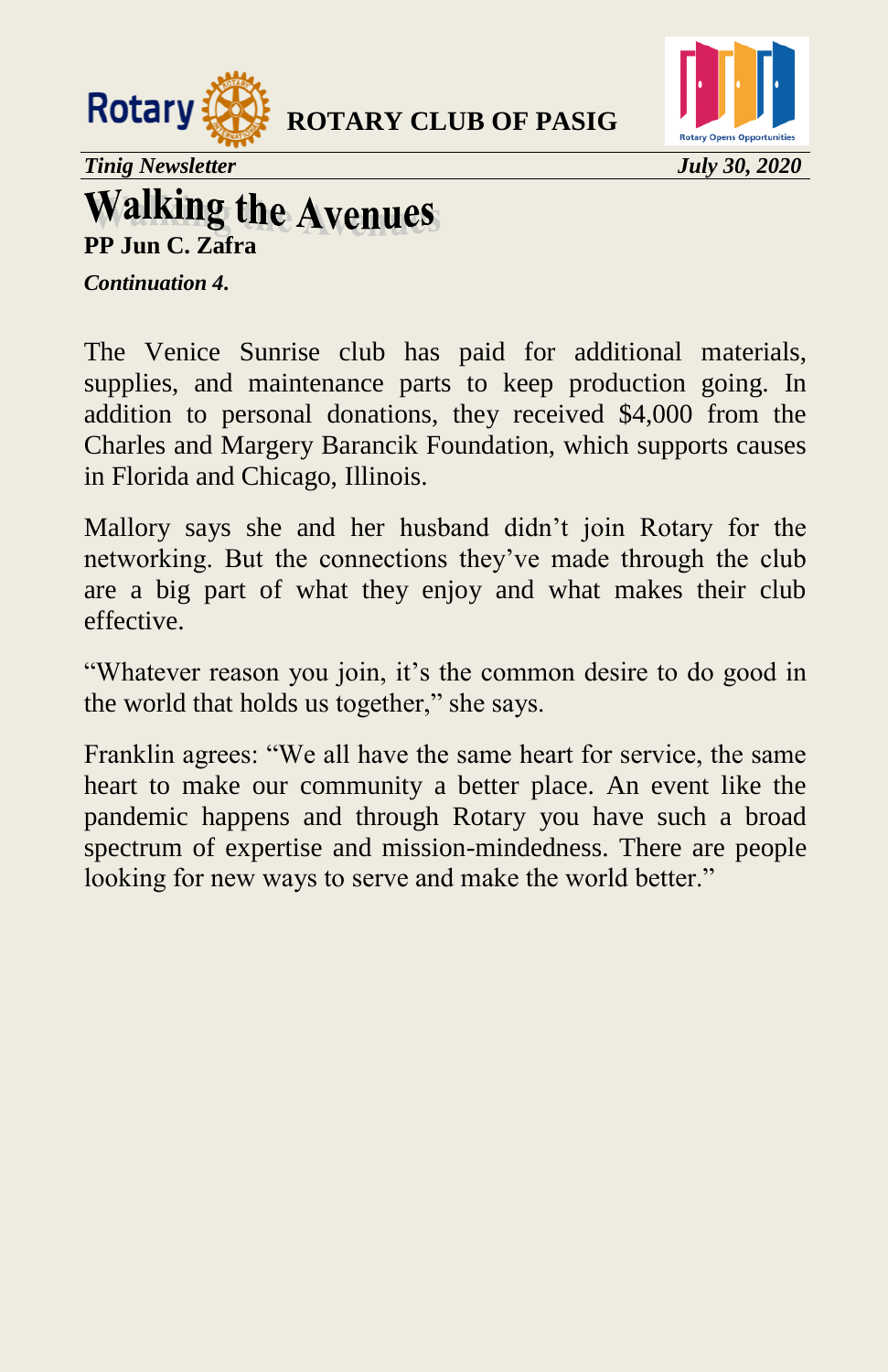# Walking the Avenues

**PP Jun C. Zafra**

***Continuation 4.***

The Venice Sunrise club has paid for additional materials, supplies, and maintenance parts to keep production going. In addition to personal donations, they received $4,000 from the Charles and Margery Barancik Foundation, which supports causes in Florida and Chicago, Illinois.

Mallory says she and her husband didn't join Rotary for the networking. But the connections they've made through the club are a big part of what they enjoy and what makes their club effective.

"Whatever reason you join, it's the common desire to do good in the world that holds us together," she says.

Franklin agrees: "We all have the same heart for service, the same heart to make our community a better place. An event like the pandemic happens and through Rotary you have such a broad spectrum of expertise and mission-mindedness. There are people looking for new ways to serve and make the world better."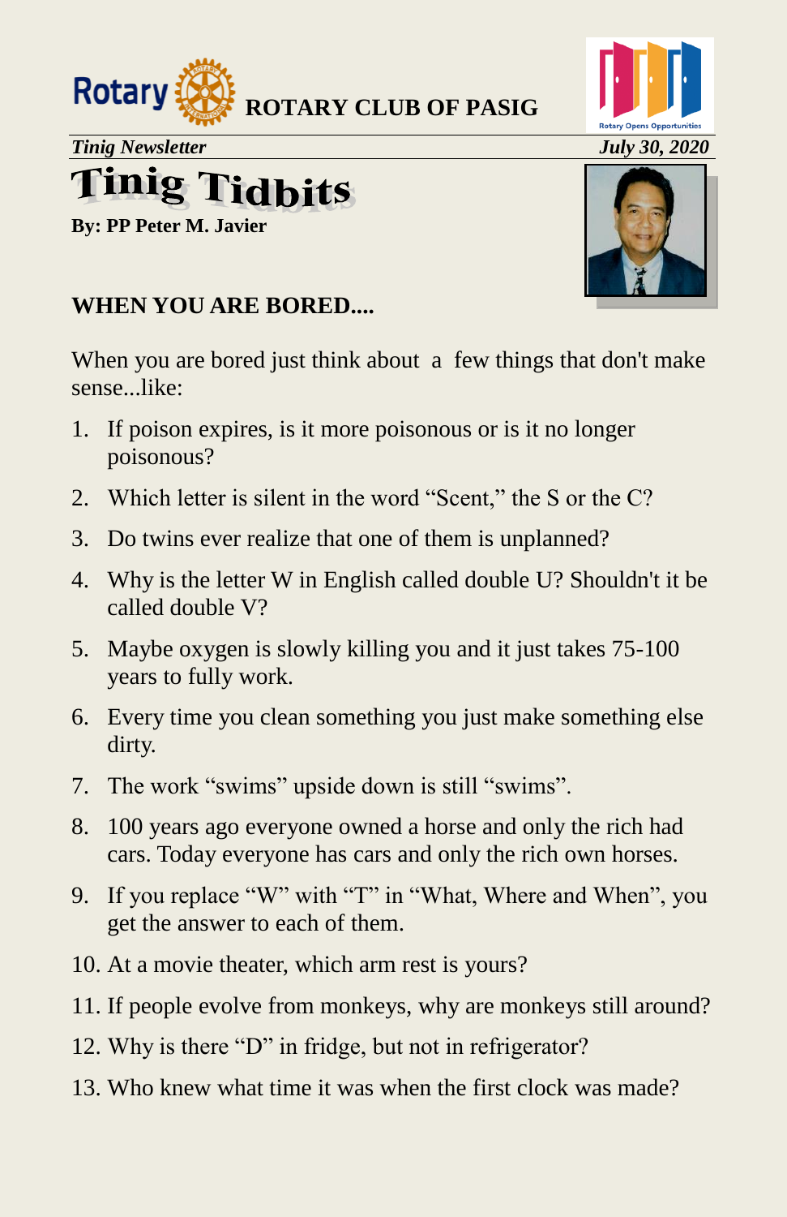**ROTARY CLUB OF PASIG**

*Tinig Newsletter* *July 30, 2020*

# Tinig Tidbits

**By: PP Peter M. Javier**

## WHEN YOU ARE BORED....

When you are bored just think about a few things that don't make sense...like:

1. If poison expires, is it more poisonous or is it no longer poisonous?
2. Which letter is silent in the word "Scent," the S or the C?
3. Do twins ever realize that one of them is unplanned?
4. Why is the letter W in English called double U? Shouldn't it be called double V?
5. Maybe oxygen is slowly killing you and it just takes 75-100 years to fully work.
6. Every time you clean something you just make something else dirty.
7. The work "swims" upside down is still "swims".
8. 100 years ago everyone owned a horse and only the rich had cars. Today everyone has cars and only the rich own horses.
9. If you replace "W" with "T" in "What, Where and When", you get the answer to each of them.
10. At a movie theater, which arm rest is yours?
11. If people evolve from monkeys, why are monkeys still around?
12. Why is there "D" in fridge, but not in refrigerator?
13. Who knew what time it was when the first clock was made?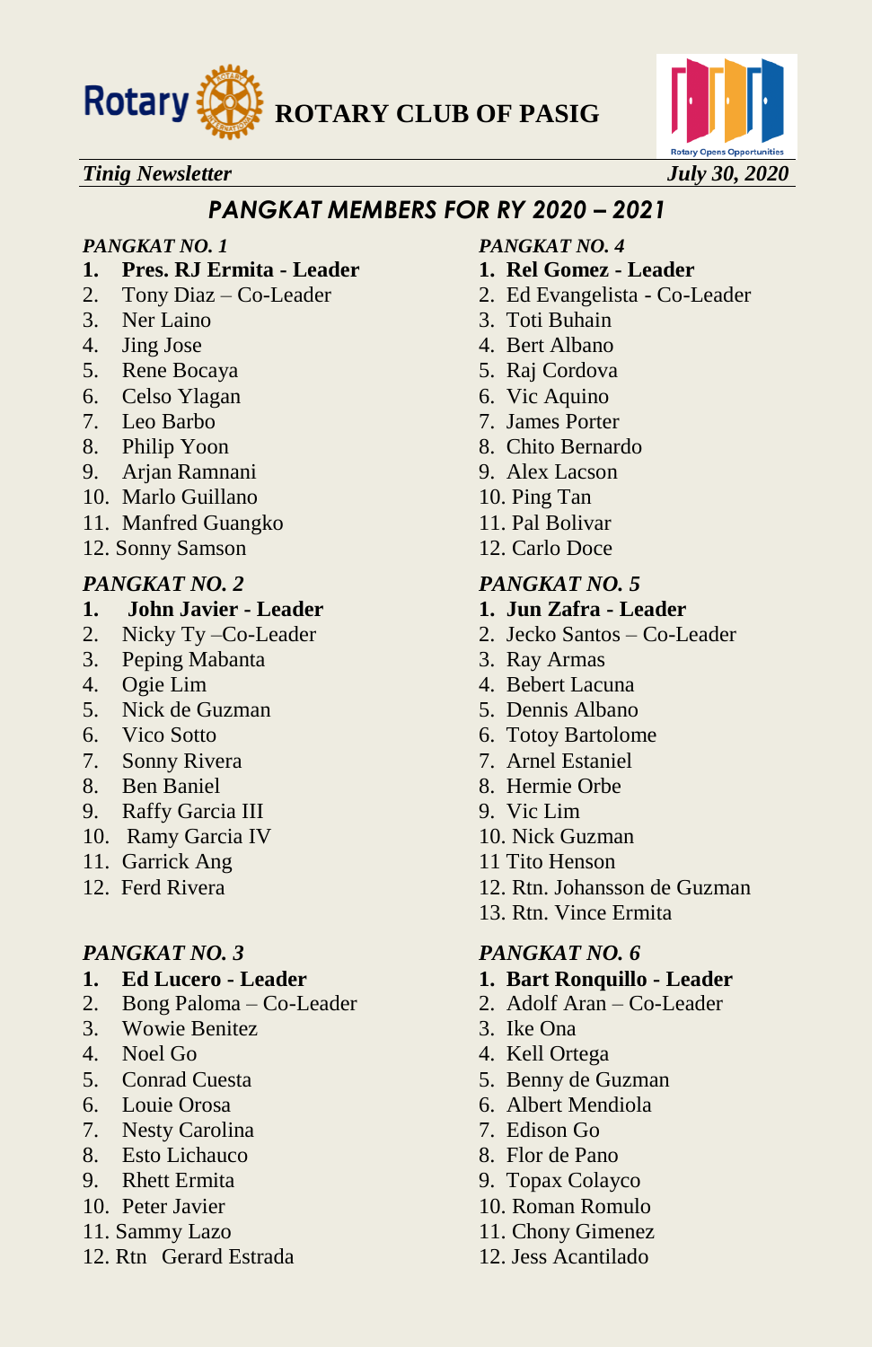# ROTARY CLUB OF PASIG

*Tinig Newsletter* *July 30, 2020*

## *PANGKAT MEMBERS FOR RY 2020 – 2021*

### *PANGKAT NO. 1*

1. **Pres. RJ Ermita - Leader**
2. Tony Diaz – Co-Leader
3. Ner Laino
4. Jing Jose
5. Rene Bocaya
6. Celso Ylagan
7. Leo Barbo
8. Philip Yoon
9. Arjan Ramnani
10. Marlo Guillano
11. Manfred Guangko
12. Sonny Samson

### *PANGKAT NO. 2*

1. **John Javier - Leader**
2. Nicky Ty –Co-Leader
3. Peping Mabanta
4. Ogie Lim
5. Nick de Guzman
6. Vico Sotto
7. Sonny Rivera
8. Ben Baniel
9. Raffy Garcia III
10. Ramy Garcia IV
11. Garrick Ang
12. Ferd Rivera

### *PANGKAT NO. 3*

1. **Ed Lucero - Leader**
2. Bong Paloma – Co-Leader
3. Wowie Benitez
4. Noel Go
5. Conrad Cuesta
6. Louie Orosa
7. Nesty Carolina
8. Esto Lichauco
9. Rhett Ermita
10. Peter Javier
11. Sammy Lazo
12. Rtn Gerard Estrada

### *PANGKAT NO. 4*

1. **Rel Gomez - Leader**
2. Ed Evangelista - Co-Leader
3. Toti Buhain
4. Bert Albano
5. Raj Cordova
6. Vic Aquino
7. James Porter
8. Chito Bernardo
9. Alex Lacson
10. Ping Tan
11. Pal Bolivar
12. Carlo Doce

### *PANGKAT NO. 5*

1. **Jun Zafra - Leader**
2. Jecko Santos – Co-Leader
3. Ray Armas
4. Bebert Lacuna
5. Dennis Albano
6. Totoy Bartolome
7. Arnel Estaniel
8. Hermie Orbe
9. Vic Lim
10. Nick Guzman
11. Tito Henson
12. Rtn. Johansson de Guzman
13. Rtn. Vince Ermita

### *PANGKAT NO. 6*

1. **Bart Ronquillo - Leader**
2. Adolf Aran – Co-Leader
3. Ike Ona
4. Kell Ortega
5. Benny de Guzman
6. Albert Mendiola
7. Edison Go
8. Flor de Pano
9. Topax Colayco
10. Roman Romulo
11. Chony Gimenez
12. Jess Acantilado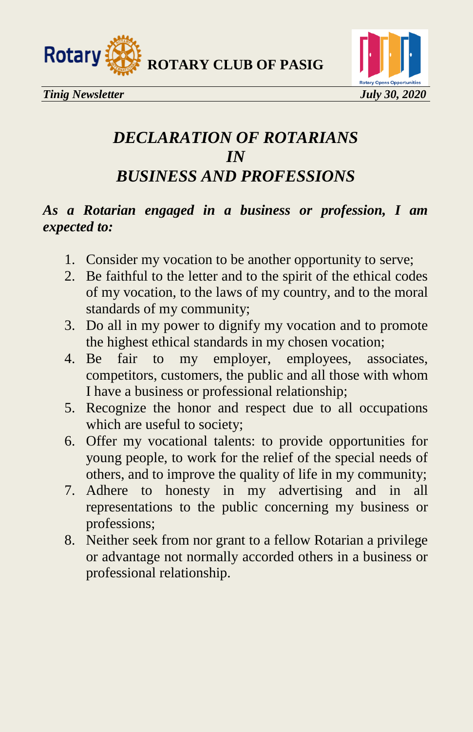# *DECLARATION OF ROTARIANS IN BUSINESS AND PROFESSIONS*

***As a Rotarian engaged in a business or profession, I am expected to:***

1. Consider my vocation to be another opportunity to serve;
2. Be faithful to the letter and to the spirit of the ethical codes of my vocation, to the laws of my country, and to the moral standards of my community;
3. Do all in my power to dignify my vocation and to promote the highest ethical standards in my chosen vocation;
4. Be fair to my employer, employees, associates, competitors, customers, the public and all those with whom I have a business or professional relationship;
5. Recognize the honor and respect due to all occupations which are useful to society;
6. Offer my vocational talents: to provide opportunities for young people, to work for the relief of the special needs of others, and to improve the quality of life in my community;
7. Adhere to honesty in my advertising and in all representations to the public concerning my business or professions;
8. Neither seek from nor grant to a fellow Rotarian a privilege or advantage not normally accorded others in a business or professional relationship.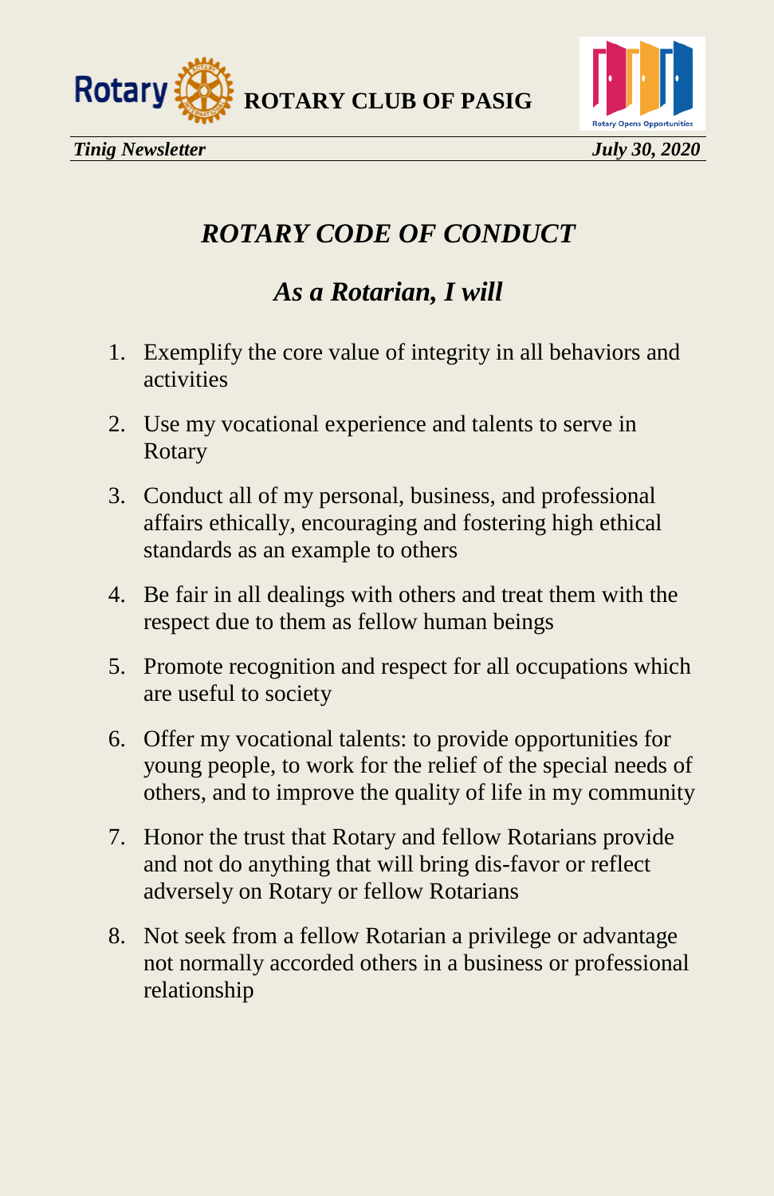# *ROTARY CODE OF CONDUCT*

## *As a Rotarian, I will*

1. Exemplify the core value of integrity in all behaviors and activities
2. Use my vocational experience and talents to serve in Rotary
3. Conduct all of my personal, business, and professional affairs ethically, encouraging and fostering high ethical standards as an example to others
4. Be fair in all dealings with others and treat them with the respect due to them as fellow human beings
5. Promote recognition and respect for all occupations which are useful to society
6. Offer my vocational talents: to provide opportunities for young people, to work for the relief of the special needs of others, and to improve the quality of life in my community
7. Honor the trust that Rotary and fellow Rotarians provide and not do anything that will bring dis-favor or reflect adversely on Rotary or fellow Rotarians
8. Not seek from a fellow Rotarian a privilege or advantage not normally accorded others in a business or professional relationship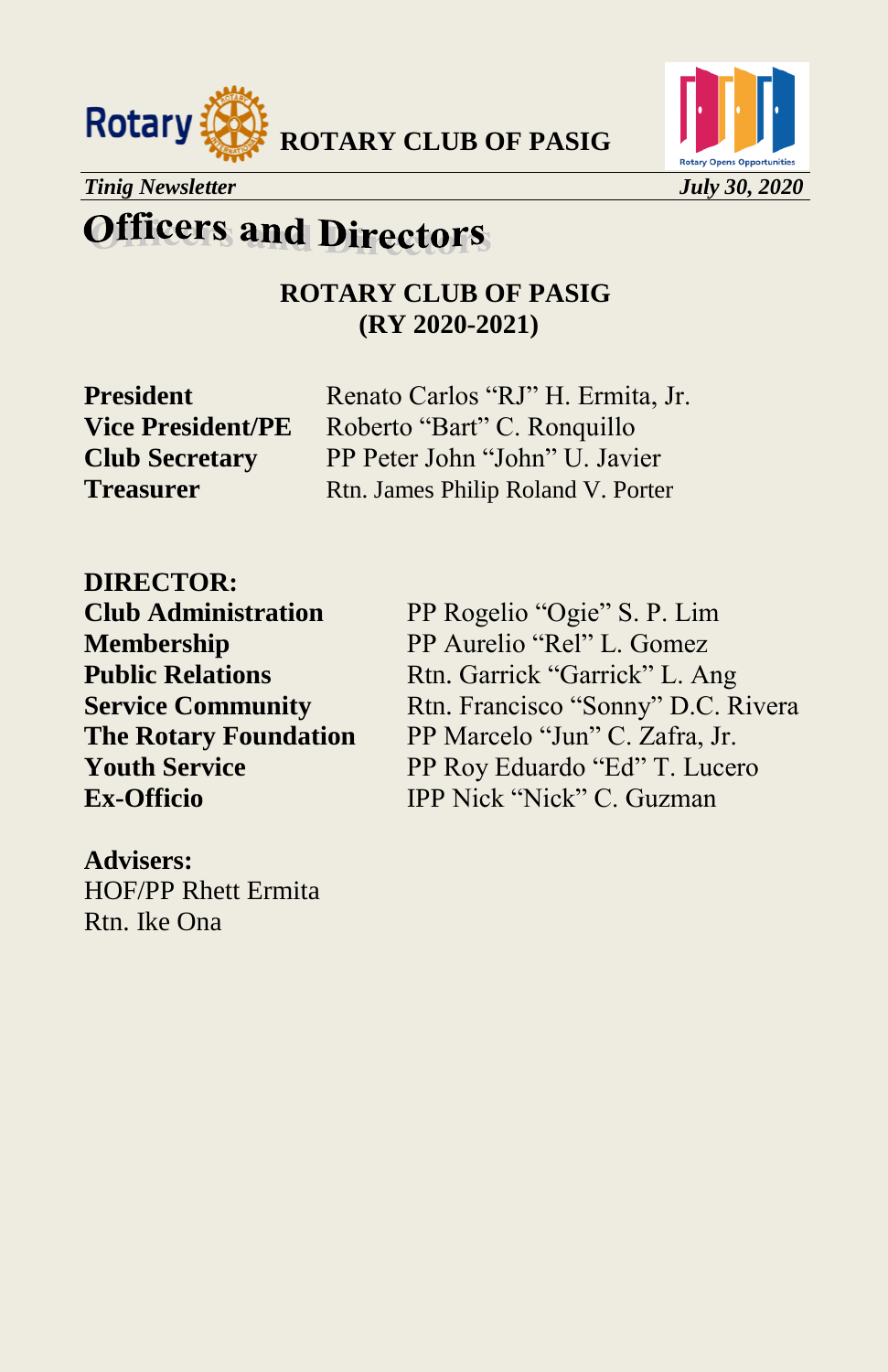# Officers and Directors

**ROTARY CLUB OF PASIG**
**(RY 2020-2021)**

| | |
|---|---|
| **President** | Renato Carlos "RJ" H. Ermita, Jr. |
| **Vice President/PE** | Roberto "Bart" C. Ronquillo |
| **Club Secretary** | PP Peter John "John" U. Javier |
| **Treasurer** | Rtn. James Philip Roland V. Porter |

**DIRECTOR:**

| | |
|---|---|
| **Club Administration** | PP Rogelio "Ogie" S. P. Lim |
| **Membership** | PP Aurelio "Rel" L. Gomez |
| **Public Relations** | Rtn. Garrick "Garrick" L. Ang |
| **Service Community** | Rtn. Francisco "Sonny" D.C. Rivera |
| **The Rotary Foundation** | PP Marcelo "Jun" C. Zafra, Jr. |
| **Youth Service** | PP Roy Eduardo "Ed" T. Lucero |
| **Ex-Officio** | IPP Nick "Nick" C. Guzman |

**Advisers:**
HOF/PP Rhett Ermita
Rtn. Ike Ona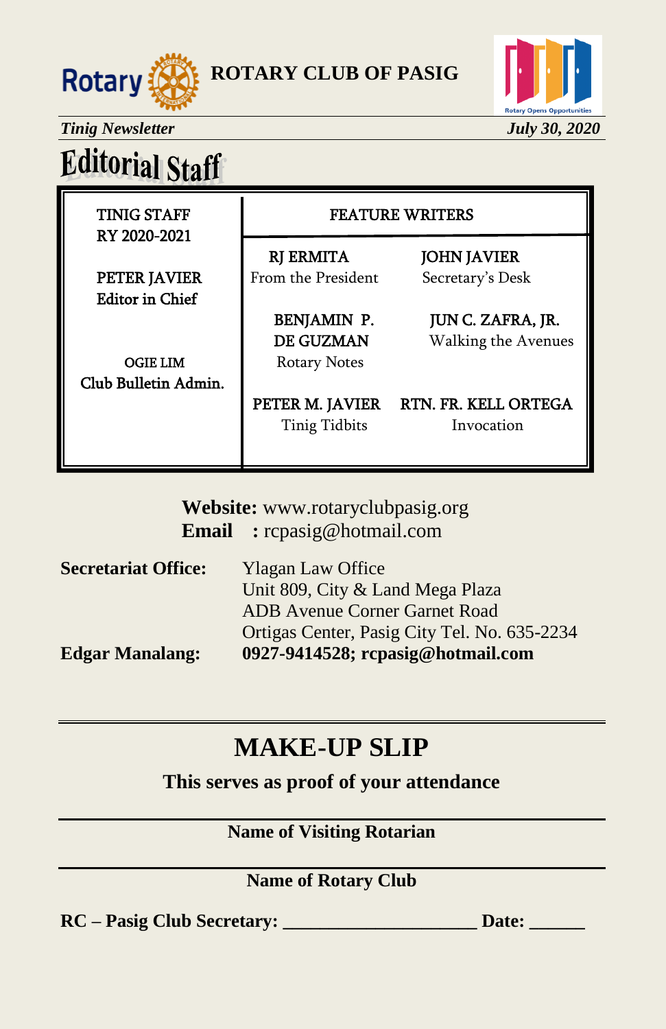# ROTARY CLUB OF PASIG

*Tinig Newsletter* *July 30, 2020*

## Editorial Staff

| TINIG STAFF RY 2020-2021 | FEATURE WRITERS | |
|---|---|---|
| PETER JAVIER<br>Editor in Chief | RJ ERMITA<br>From the President | JOHN JAVIER<br>Secretary's Desk |
| OGIE LIM<br>Club Bulletin Admin. | BENJAMIN P. DE GUZMAN<br>Rotary Notes | JUN C. ZAFRA, JR.<br>Walking the Avenues |
| | PETER M. JAVIER<br>Tinig Tidbits | RTN. FR. KELL ORTEGA<br>Invocation |

**Website:** www.rotaryclubpasig.org
**Email** **:** rcpasig@hotmail.com

**Secretariat Office:** Ylagan Law Office
Unit 809, City & Land Mega Plaza
ADB Avenue Corner Garnet Road
Ortigas Center, Pasig City Tel. No. 635-2234

**Edgar Manalang:** **0927-9414528; rcpasig@hotmail.com**

---

# MAKE-UP SLIP

**This serves as proof of your attendance**

---

**Name of Visiting Rotarian**

---

**Name of Rotary Club**

**RC – Pasig Club Secretary: ____________________ Date: ______**